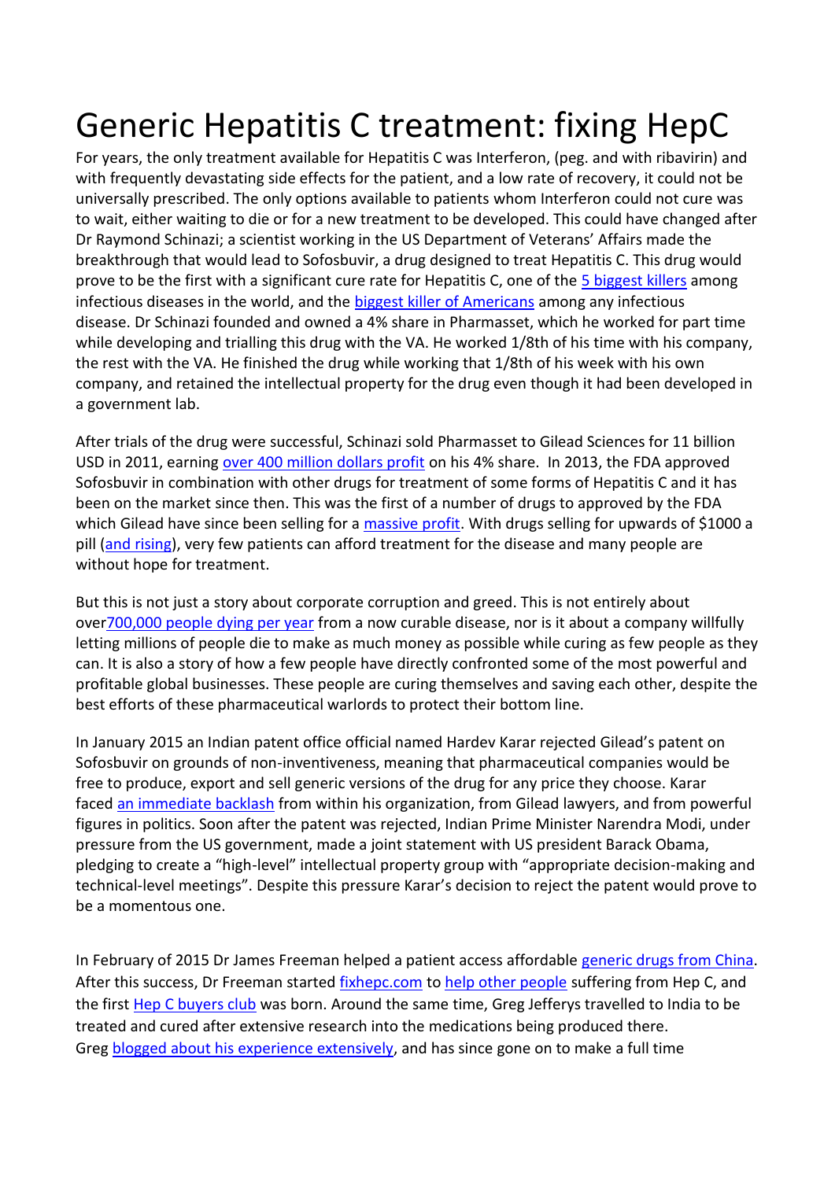# Generic Hepatitis C treatment: fixing HepC

For years, the only treatment available for Hepatitis C was Interferon, (peg. and with ribavirin) and with frequently devastating side effects for the patient, and a low rate of recovery, it could not be universally prescribed. The only options available to patients whom Interferon could not cure was to wait, either waiting to die or for a new treatment to be developed. This could have changed after Dr Raymond Schinazi; a scientist working in the US Department of Veterans' Affairs made the breakthrough that would lead to Sofosbuvir, a drug designed to treat Hepatitis C. This drug would prove to be the first with a significant cure rate for Hepatitis C, one of the 5 biggest killers among infectious diseases in the world, and the biggest killer of Americans among any infectious disease. Dr Schinazi founded and owned a 4% share in Pharmasset, which he worked for part time while developing and trialling this drug with the VA. He worked 1/8th of his time with his company, the rest with the VA. He finished the drug while working that 1/8th of his week with his own company, and retained the intellectual property for the drug even though it had been developed in a government lab.

After trials of the drug were successful, Schinazi sold Pharmasset to Gilead Sciences for 11 billion USD in 2011, earning over 400 million dollars profit on his 4% share. In 2013, the FDA approved Sofosbuvir in combination with other drugs for treatment of some forms of Hepatitis C and it has been on the market since then. This was the first of a number of drugs to approved by the FDA which Gilead have since been selling for a massive profit. With drugs selling for upwards of $1000 a pill (and rising), very few patients can afford treatment for the disease and many people are without hope for treatment.

But this is not just a story about corporate corruption and greed. This is not entirely about over700,000 people dying per year from a now curable disease, nor is it about a company willfully letting millions of people die to make as much money as possible while curing as few people as they can. It is also a story of how a few people have directly confronted some of the most powerful and profitable global businesses. These people are curing themselves and saving each other, despite the best efforts of these pharmaceutical warlords to protect their bottom line.

In January 2015 an Indian patent office official named Hardev Karar rejected Gilead's patent on Sofosbuvir on grounds of non-inventiveness, meaning that pharmaceutical companies would be free to produce, export and sell generic versions of the drug for any price they choose. Karar faced an immediate backlash from within his organization, from Gilead lawyers, and from powerful figures in politics. Soon after the patent was rejected, Indian Prime Minister Narendra Modi, under pressure from the US government, made a joint statement with US president Barack Obama, pledging to create a "high-level" intellectual property group with "appropriate decision-making and technical-level meetings". Despite this pressure Karar's decision to reject the patent would prove to be a momentous one.

In February of 2015 Dr James Freeman helped a patient access affordable generic drugs from China. After this success, Dr Freeman started fixhepc.com to help other people suffering from Hep C, and the first Hep C buyers club was born. Around the same time, Greg Jefferys travelled to India to be treated and cured after extensive research into the medications being produced there. Greg blogged about his experience extensively, and has since gone on to make a full time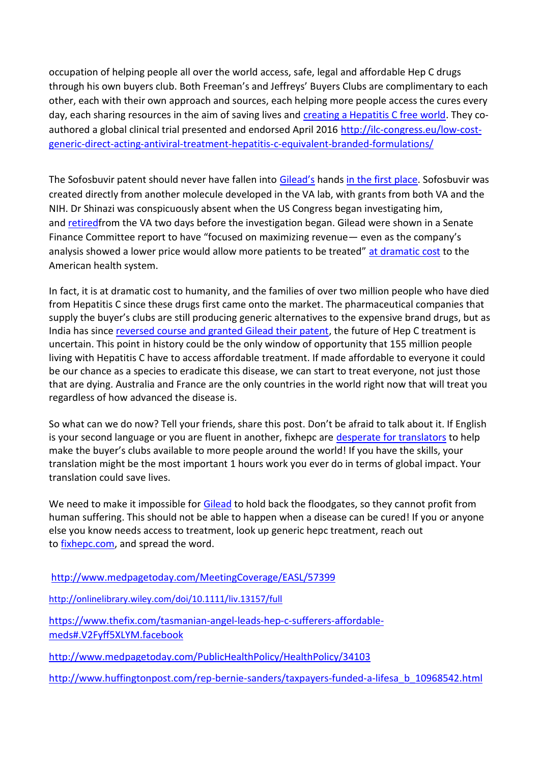occupation of helping people all over the world access, safe, legal and affordable Hep C drugs through his own buyers club. Both Freeman's and Jeffreys' Buyers Clubs are complimentary to each other, each with their own approach and sources, each helping more people access the cures every day, each sharing resources in the aim of saving lives and creating a Hepatitis C free world. They co-authored a global clinical trial presented and endorsed April 2016 http://ilc-congress.eu/low-cost-generic-direct-acting-antiviral-treatment-hepatitis-c-equivalent-branded-formulations/

The Sofosbuvir patent should never have fallen into Gilead's hands in the first place. Sofosbuvir was created directly from another molecule developed in the VA lab, with grants from both VA and the NIH. Dr Shinazi was conspicuously absent when the US Congress began investigating him, and retiredfrom the VA two days before the investigation began. Gilead were shown in a Senate Finance Committee report to have "focused on maximizing revenue— even as the company's analysis showed a lower price would allow more patients to be treated" at dramatic cost to the American health system.

In fact, it is at dramatic cost to humanity, and the families of over two million people who have died from Hepatitis C since these drugs first came onto the market. The pharmaceutical companies that supply the buyer's clubs are still producing generic alternatives to the expensive brand drugs, but as India has since reversed course and granted Gilead their patent, the future of Hep C treatment is uncertain. This point in history could be the only window of opportunity that 155 million people living with Hepatitis C have to access affordable treatment. If made affordable to everyone it could be our chance as a species to eradicate this disease, we can start to treat everyone, not just those that are dying. Australia and France are the only countries in the world right now that will treat you regardless of how advanced the disease is.

So what can we do now? Tell your friends, share this post. Don't be afraid to talk about it. If English is your second language or you are fluent in another, fixhepc are desperate for translators to help make the buyer's clubs available to more people around the world! If you have the skills, your translation might be the most important 1 hours work you ever do in terms of global impact. Your translation could save lives.

We need to make it impossible for Gilead to hold back the floodgates, so they cannot profit from human suffering. This should not be able to happen when a disease can be cured! If you or anyone else you know needs access to treatment, look up generic hepc treatment, reach out to fixhepc.com, and spread the word.

http://www.medpagetoday.com/MeetingCoverage/EASL/57399

http://onlinelibrary.wiley.com/doi/10.1111/liv.13157/full

https://www.thefix.com/tasmanian-angel-leads-hep-c-sufferers-affordable-meds#.V2Fyff5XLYM.facebook

http://www.medpagetoday.com/PublicHealthPolicy/HealthPolicy/34103

http://www.huffingtonpost.com/rep-bernie-sanders/taxpayers-funded-a-lifesa_b_10968542.html